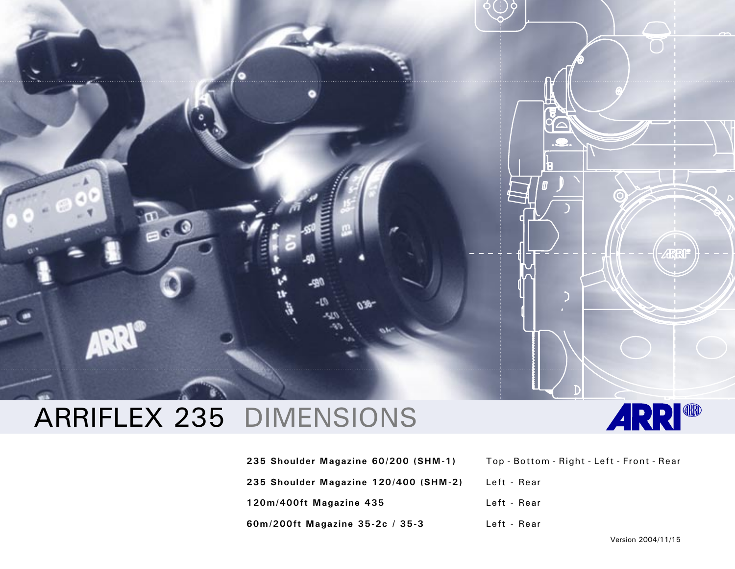# ARRIFLEX 235 DIMENSIONS

| | |
|---|---|
| **235 Shoulder Magazine 60/200 (SHM-1)** | Top - Bottom - Right - Left - Front - Rear |
| **235 Shoulder Magazine 120/400 (SHM-2)** | Left - Rear |
| **120m/400ft Magazine 435** | Left - Rear |
| **60m/200ft Magazine 35-2c / 35-3** | Left - Rear |

Version 2004/11/15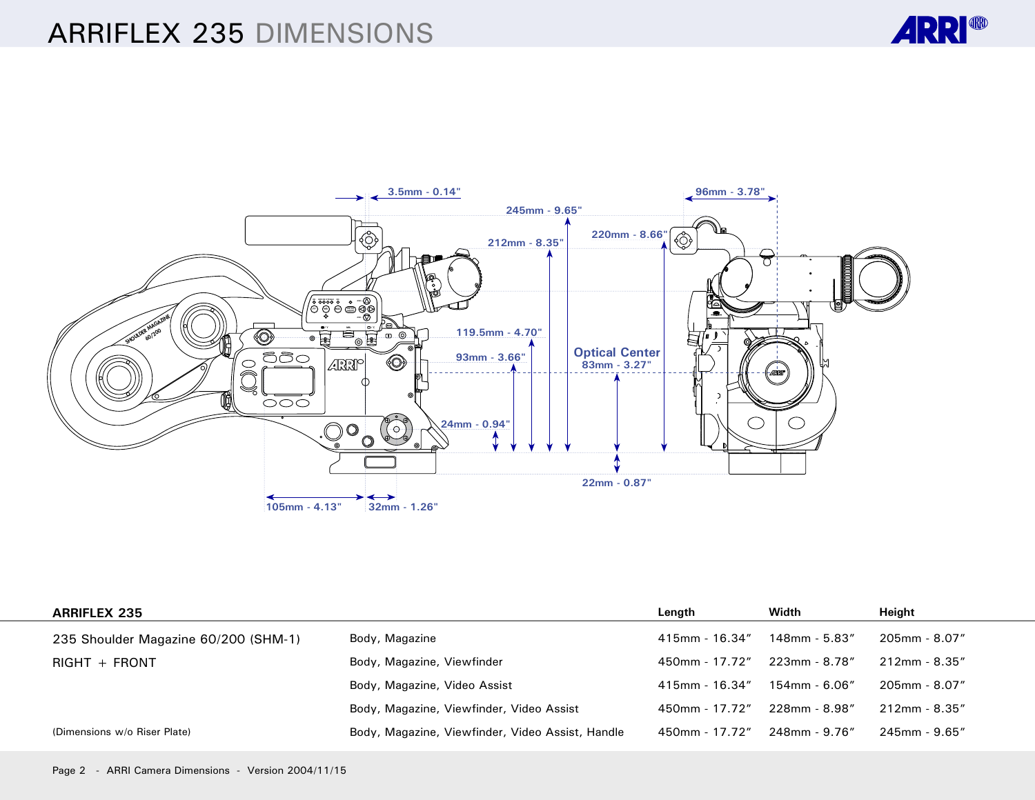# ARRIFLEX 235 DIMENSIONS

3.5mm - 0.14"
245mm - 9.65"
212mm - 8.35"
220mm - 8.66"
96mm - 3.78"
119.5mm - 4.70"
93mm - 3.66"
Optical Center
83mm - 3.27"
24mm - 0.94"
22mm - 0.87"
105mm - 4.13"
32mm - 1.26"

| ARRIFLEX 235 | | Length | Width | Height |
|---|---|---|---|---|
| 235 Shoulder Magazine 60/200 (SHM-1) | Body, Magazine | 415mm - 16.34″ | 148mm - 5.83″ | 205mm - 8.07″ |
| RIGHT + FRONT | Body, Magazine, Viewfinder | 450mm - 17.72″ | 223mm - 8.78″ | 212mm - 8.35″ |
| | Body, Magazine, Video Assist | 415mm - 16.34″ | 154mm - 6.06″ | 205mm - 8.07″ |
| | Body, Magazine, Viewfinder, Video Assist | 450mm - 17.72″ | 228mm - 8.98″ | 212mm - 8.35″ |
| (Dimensions w/o Riser Plate) | Body, Magazine, Viewfinder, Video Assist, Handle | 450mm - 17.72″ | 248mm - 9.76″ | 245mm - 9.65″ |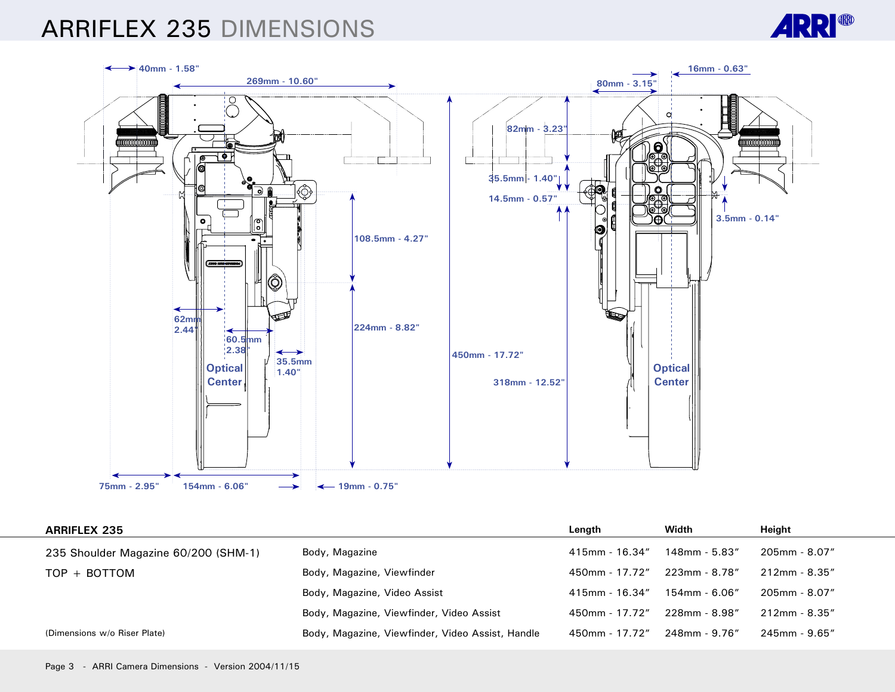# ARRIFLEX 235 DIMENSIONS

40mm - 1.58"
269mm - 10.60"
16mm - 0.63"
80mm - 3.15"
82mm - 3.23"
35.5mm - 1.40"
14.5mm - 0.57"
3.5mm - 0.14"
108.5mm - 4.27"
224mm - 8.82"
450mm - 17.72"
318mm - 12.52"
62mm
2.44"
60.5mm
2.38"
35.5mm
1.40"
Optical Center
Optical Center
75mm - 2.95"
154mm - 6.06"
19mm - 0.75"

| **ARRIFLEX 235** | | Length | Width | Height |
|---|---|---|---|---|
| 235 Shoulder Magazine 60/200 (SHM-1) | Body, Magazine | 415mm - 16.34″ | 148mm - 5.83″ | 205mm - 8.07″ |
| TOP + BOTTOM | Body, Magazine, Viewfinder | 450mm - 17.72″ | 223mm - 8.78″ | 212mm - 8.35″ |
| | Body, Magazine, Video Assist | 415mm - 16.34″ | 154mm - 6.06″ | 205mm - 8.07″ |
| | Body, Magazine, Viewfinder, Video Assist | 450mm - 17.72″ | 228mm - 8.98″ | 212mm - 8.35″ |
| (Dimensions w/o Riser Plate) | Body, Magazine, Viewfinder, Video Assist, Handle | 450mm - 17.72″ | 248mm - 9.76″ | 245mm - 9.65″ |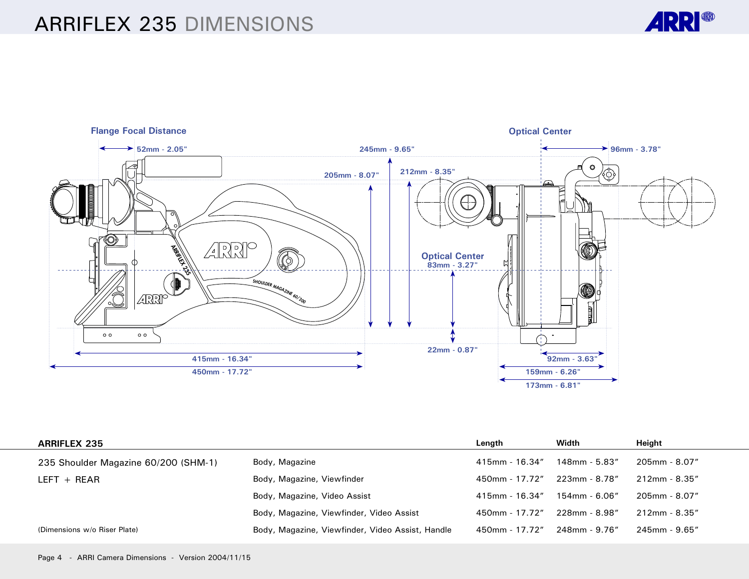# ARRIFLEX 235 DIMENSIONS

Flange Focal Distance

52mm - 2.05"

245mm - 9.65"

205mm - 8.07"

212mm - 8.35"

Optical Center

96mm - 3.78"

Optical Center
83mm - 3.27"

22mm - 0.87"

415mm - 16.34"

450mm - 17.72"

92mm - 3.63"

159mm - 6.26"

173mm - 6.81"

| ARRIFLEX 235 | | Length | Width | Height |
|---|---|---|---|---|
| 235 Shoulder Magazine 60/200 (SHM-1) | Body, Magazine | 415mm - 16.34″ | 148mm - 5.83″ | 205mm - 8.07″ |
| LEFT + REAR | Body, Magazine, Viewfinder | 450mm - 17.72″ | 223mm - 8.78″ | 212mm - 8.35″ |
| | Body, Magazine, Video Assist | 415mm - 16.34″ | 154mm - 6.06″ | 205mm - 8.07″ |
| | Body, Magazine, Viewfinder, Video Assist | 450mm - 17.72″ | 228mm - 8.98″ | 212mm - 8.35″ |
| (Dimensions w/o Riser Plate) | Body, Magazine, Viewfinder, Video Assist, Handle | 450mm - 17.72″ | 248mm - 9.76″ | 245mm - 9.65″ |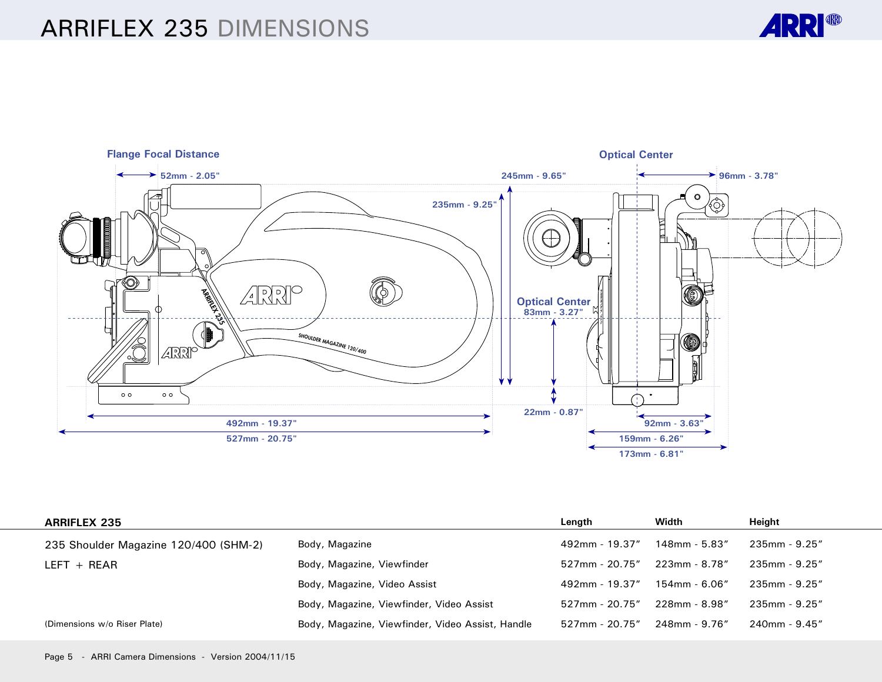# ARRIFLEX 235 DIMENSIONS

Flange Focal Distance

52mm - 2.05"

245mm - 9.65"

235mm - 9.25"

Optical Center

96mm - 3.78"

Optical Center

83mm - 3.27"

22mm - 0.87"

492mm - 19.37"

527mm - 20.75"

92mm - 3.63"

159mm - 6.26"

173mm - 6.81"

| ARRIFLEX 235 | | Length | Width | Height |
|---|---|---|---|---|
| 235 Shoulder Magazine 120/400 (SHM-2) | Body, Magazine | 492mm - 19.37″ | 148mm - 5.83″ | 235mm - 9.25″ |
| LEFT + REAR | Body, Magazine, Viewfinder | 527mm - 20.75″ | 223mm - 8.78″ | 235mm - 9.25″ |
| | Body, Magazine, Video Assist | 492mm - 19.37″ | 154mm - 6.06″ | 235mm - 9.25″ |
| | Body, Magazine, Viewfinder, Video Assist | 527mm - 20.75″ | 228mm - 8.98″ | 235mm - 9.25″ |
| (Dimensions w/o Riser Plate) | Body, Magazine, Viewfinder, Video Assist, Handle | 527mm - 20.75″ | 248mm - 9.76″ | 240mm - 9.45″ |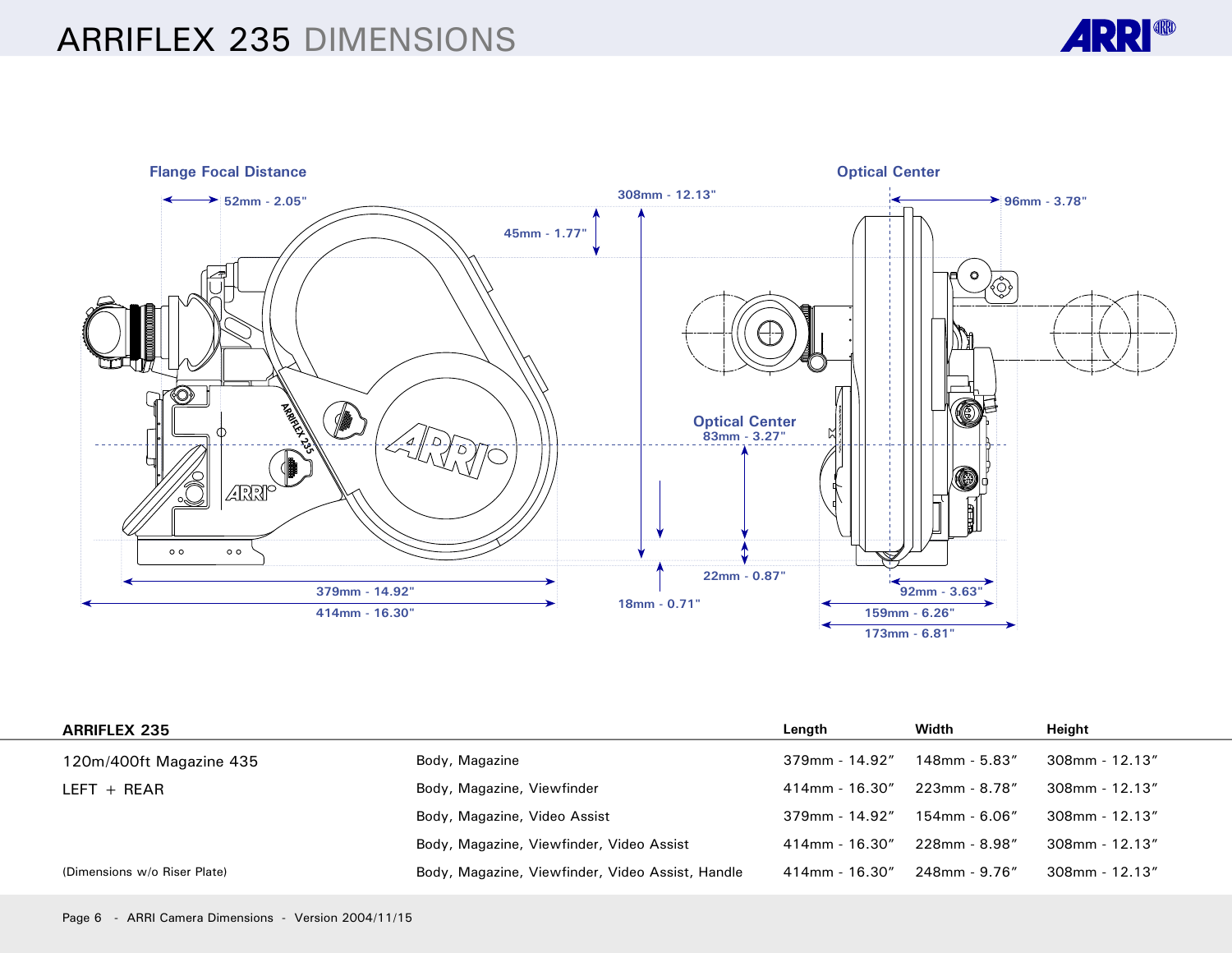# ARRIFLEX 235 DIMENSIONS

Flange Focal Distance

52mm - 2.05"

308mm - 12.13"

45mm - 1.77"

Optical Center

96mm - 3.78"

Optical Center
83mm - 3.27"

22mm - 0.87"

18mm - 0.71"

379mm - 14.92"

414mm - 16.30"

92mm - 3.63"

159mm - 6.26"

173mm - 6.81"

| ARRIFLEX 235 | | Length | Width | Height |
|---|---|---|---|---|
| 120m/400ft Magazine 435 | Body, Magazine | 379mm - 14.92″ | 148mm - 5.83″ | 308mm - 12.13″ |
| LEFT + REAR | Body, Magazine, Viewfinder | 414mm - 16.30″ | 223mm - 8.78″ | 308mm - 12.13″ |
| | Body, Magazine, Video Assist | 379mm - 14.92″ | 154mm - 6.06″ | 308mm - 12.13″ |
| | Body, Magazine, Viewfinder, Video Assist | 414mm - 16.30″ | 228mm - 8.98″ | 308mm - 12.13″ |
| (Dimensions w/o Riser Plate) | Body, Magazine, Viewfinder, Video Assist, Handle | 414mm - 16.30″ | 248mm - 9.76″ | 308mm - 12.13″ |

Page 6 - ARRI Camera Dimensions - Version 2004/11/15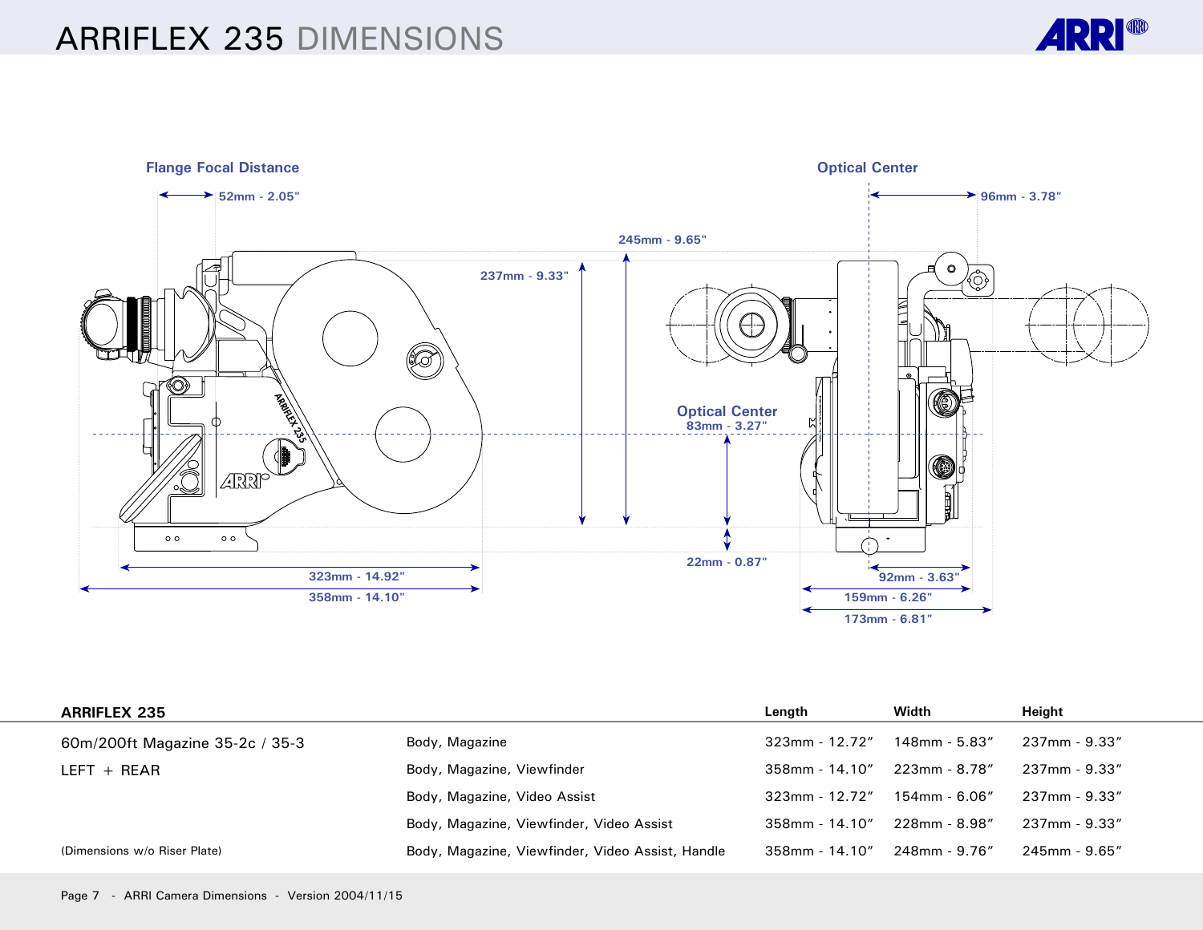# ARRIFLEX 235 DIMENSIONS

Flange Focal Distance

52mm - 2.05"

Optical Center

96mm - 3.78"

245mm - 9.65"

237mm - 9.33"

Optical Center
83mm - 3.27"

22mm - 0.87"

323mm - 14.92"

358mm - 14.10"

92mm - 3.63"

159mm - 6.26"

173mm - 6.81"

| ARRIFLEX 235 | | Length | Width | Height |
|---|---|---|---|---|
| 60m/200ft Magazine 35-2c / 35-3 | Body, Magazine | 323mm - 12.72″ | 148mm - 5.83″ | 237mm - 9.33″ |
| LEFT + REAR | Body, Magazine, Viewfinder | 358mm - 14.10″ | 223mm - 8.78″ | 237mm - 9.33″ |
| | Body, Magazine, Video Assist | 323mm - 12.72″ | 154mm - 6.06″ | 237mm - 9.33″ |
| | Body, Magazine, Viewfinder, Video Assist | 358mm - 14.10″ | 228mm - 8.98″ | 237mm - 9.33″ |
| (Dimensions w/o Riser Plate) | Body, Magazine, Viewfinder, Video Assist, Handle | 358mm - 14.10″ | 248mm - 9.76″ | 245mm - 9.65″ |

Page 7 - ARRI Camera Dimensions - Version 2004/11/15